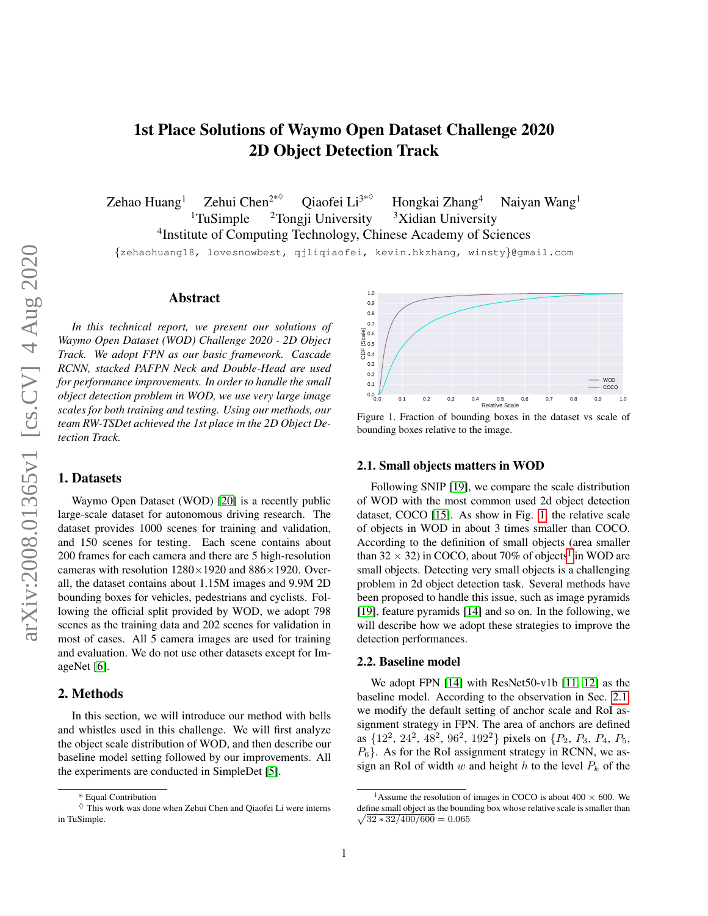# 1st Place Solutions of Waymo Open Dataset Challenge 2020 2D Object Detection Track

Zehao Huang[1] Zehui Chen[2*◊] Qiaofei Li[3*◊] Hongkai Zhang[4] Naiyan Wang[1]

[1]TuSimple [2]Tongji University [3]Xidian University

[4]Institute of Computing Technology, Chinese Academy of Sciences

{zehaohuang18, lovesnowbest, qjliqiaofei, kevin.hkzhang, winsty}@gmail.com

## Abstract

*In this technical report, we present our solutions of Waymo Open Dataset (WOD) Challenge 2020 - 2D Object Track. We adopt FPN as our basic framework. Cascade RCNN, stacked PAFPN Neck and Double-Head are used for performance improvements. In order to handle the small object detection problem in WOD, we use very large image scales for both training and testing. Using our methods, our team RW-TSDet achieved the 1st place in the 2D Object Detection Track.*

## 1. Datasets

Waymo Open Dataset (WOD) [20] is a recently public large-scale dataset for autonomous driving research. The dataset provides 1000 scenes for training and validation, and 150 scenes for testing. Each scene contains about 200 frames for each camera and there are 5 high-resolution cameras with resolution 1280×1920 and 886×1920. Overall, the dataset contains about 1.15M images and 9.9M 2D bounding boxes for vehicles, pedestrians and cyclists. Following the official split provided by WOD, we adopt 798 scenes as the training data and 202 scenes for validation in most of cases. All 5 camera images are used for training and evaluation. We do not use other datasets except for ImageNet [6].

## 2. Methods

In this section, we will introduce our method with bells and whistles used in this challenge. We will first analyze the object scale distribution of WOD, and then describe our baseline model setting followed by our improvements. All the experiments are conducted in SimpleDet [5].

Figure 1. Fraction of bounding boxes in the dataset vs scale of bounding boxes relative to the image.

### 2.1. Small objects matters in WOD

Following SNIP [19], we compare the scale distribution of WOD with the most common used 2d object detection dataset, COCO [15]. As show in Fig. 1, the relative scale of objects in WOD in about 3 times smaller than COCO. According to the definition of small objects (area smaller than 32 × 32) in COCO, about 70% of objects[1] in WOD are small objects. Detecting very small objects is a challenging problem in 2d object detection task. Several methods have been proposed to handle this issue, such as image pyramids [19], feature pyramids [14] and so on. In the following, we will describe how we adopt these strategies to improve the detection performances.

### 2.2. Baseline model

We adopt FPN [14] with ResNet50-v1b [11, 12] as the baseline model. According to the observation in Sec. 2.1 we modify the default setting of anchor scale and RoI assignment strategy in FPN. The area of anchors are defined as $\{12^2, 24^2, 48^2, 96^2, 192^2\}$ pixels on $\{P_2, P_3, P_4, P_5, P_6\}$. As for the RoI assignment strategy in RCNN, we assign an RoI of width $w$ and height $h$ to the level $P_k$ of the

---

\* Equal Contribution

◊ This work was done when Zehui Chen and Qiaofei Li were interns in TuSimple.

[1]Assume the resolution of images in COCO is about 400 × 600. We define small object as the bounding box whose relative scale is smaller than $\sqrt{32 * 32/400/600} = 0.065$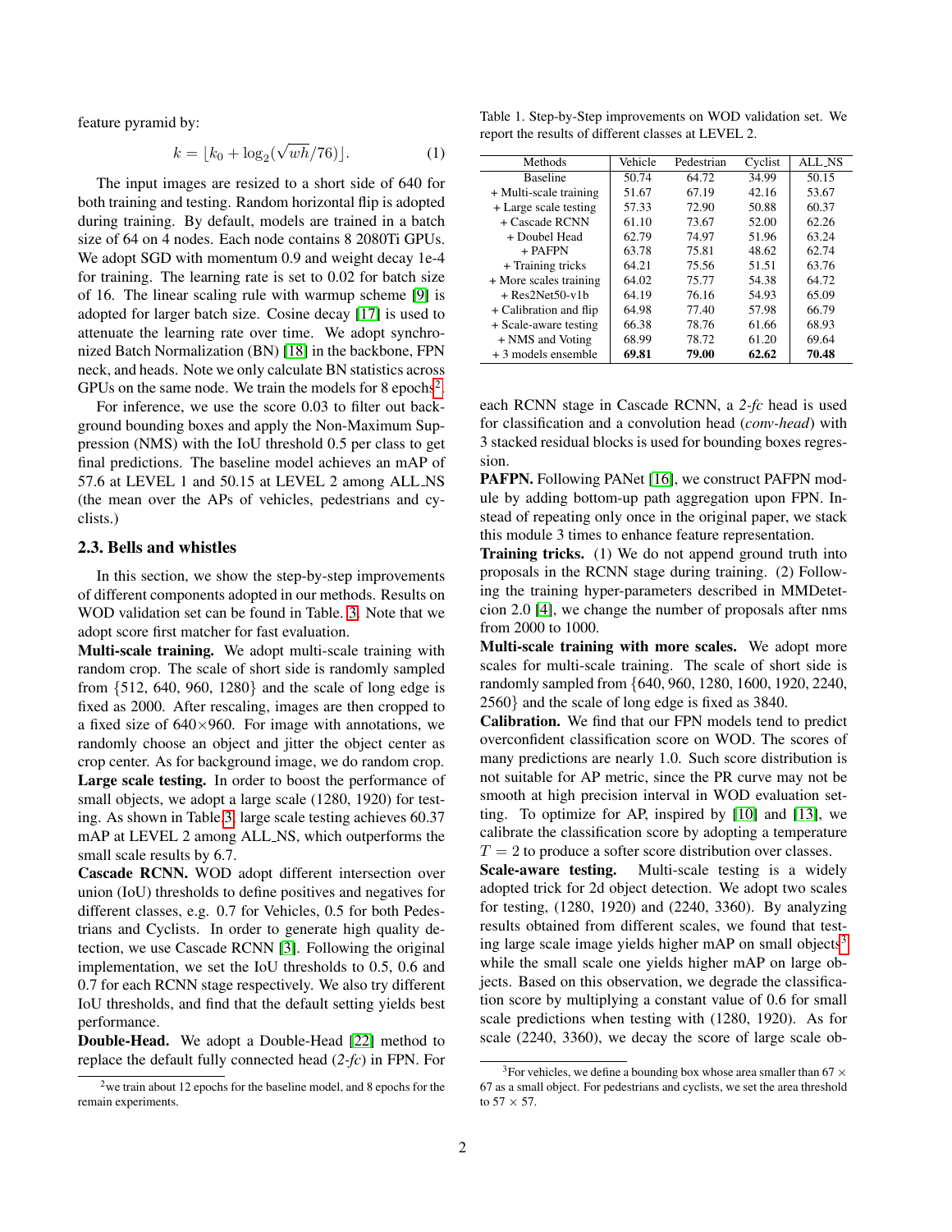feature pyramid by:

$$k = \lfloor k_0 + \log_2(\sqrt{wh}/76) \rfloor. \quad (1)$$

The input images are resized to a short side of 640 for both training and testing. Random horizontal flip is adopted during training. By default, models are trained in a batch size of 64 on 4 nodes. Each node contains 8 2080Ti GPUs. We adopt SGD with momentum 0.9 and weight decay 1e-4 for training. The learning rate is set to 0.02 for batch size of 16. The linear scaling rule with warmup scheme [9] is adopted for larger batch size. Cosine decay [17] is used to attenuate the learning rate over time. We adopt synchronized Batch Normalization (BN) [18] in the backbone, FPN neck, and heads. Note we only calculate BN statistics across GPUs on the same node. We train the models for 8 epochs[2].

For inference, we use the score 0.03 to filter out background bounding boxes and apply the Non-Maximum Suppression (NMS) with the IoU threshold 0.5 per class to get final predictions. The baseline model achieves an mAP of 57.6 at LEVEL 1 and 50.15 at LEVEL 2 among ALL_NS (the mean over the APs of vehicles, pedestrians and cyclists.)

### 2.3. Bells and whistles

In this section, we show the step-by-step improvements of different components adopted in our methods. Results on WOD validation set can be found in Table. 3. Note that we adopt score first matcher for fast evaluation.

**Multi-scale training.** We adopt multi-scale training with random crop. The scale of short side is randomly sampled from {512, 640, 960, 1280} and the scale of long edge is fixed as 2000. After rescaling, images are then cropped to a fixed size of 640×960. For image with annotations, we randomly choose an object and jitter the object center as crop center. As for background image, we do random crop.

**Large scale testing.** In order to boost the performance of small objects, we adopt a large scale (1280, 1920) for testing. As shown in Table.3, large scale testing achieves 60.37 mAP at LEVEL 2 among ALL_NS, which outperforms the small scale results by 6.7.

**Cascade RCNN.** WOD adopt different intersection over union (IoU) thresholds to define positives and negatives for different classes, e.g. 0.7 for Vehicles, 0.5 for both Pedestrians and Cyclists. In order to generate high quality detection, we use Cascade RCNN [3]. Following the original implementation, we set the IoU thresholds to 0.5, 0.6 and 0.7 for each RCNN stage respectively. We also try different IoU thresholds, and find that the default setting yields best performance.

**Double-Head.** We adopt a Double-Head [22] method to replace the default fully connected head (*2-fc*) in FPN. For each RCNN stage in Cascade RCNN, a *2-fc* head is used for classification and a convolution head (*conv-head*) with 3 stacked residual blocks is used for bounding boxes regression.

Table 1. Step-by-Step improvements on WOD validation set. We report the results of different classes at LEVEL 2.

| Methods | Vehicle | Pedestrian | Cyclist | ALL_NS |
|---|---|---|---|---|
| Baseline | 50.74 | 64.72 | 34.99 | 50.15 |
| + Multi-scale training | 51.67 | 67.19 | 42.16 | 53.67 |
| + Large scale testing | 57.33 | 72.90 | 50.88 | 60.37 |
| + Cascade RCNN | 61.10 | 73.67 | 52.00 | 62.26 |
| + Doubel Head | 62.79 | 74.97 | 51.96 | 63.24 |
| + PAFPN | 63.78 | 75.81 | 48.62 | 62.74 |
| + Training tricks | 64.21 | 75.56 | 51.51 | 63.76 |
| + More scales training | 64.02 | 75.77 | 54.38 | 64.72 |
| + Res2Net50-v1b | 64.19 | 76.16 | 54.93 | 65.09 |
| + Calibration and flip | 64.98 | 77.40 | 57.98 | 66.79 |
| + Scale-aware testing | 66.38 | 78.76 | 61.66 | 68.93 |
| + NMS and Voting | 68.99 | 78.72 | 61.20 | 69.64 |
| + 3 models ensemble | **69.81** | **79.00** | **62.62** | **70.48** |

**PAFPN.** Following PANet [16], we construct PAFPN module by adding bottom-up path aggregation upon FPN. Instead of repeating only once in the original paper, we stack this module 3 times to enhance feature representation.

**Training tricks.** (1) We do not append ground truth into proposals in the RCNN stage during training. (2) Following the training hyper-parameters described in MMDetection 2.0 [4], we change the number of proposals after nms from 2000 to 1000.

**Multi-scale training with more scales.** We adopt more scales for multi-scale training. The scale of short side is randomly sampled from {640, 960, 1280, 1600, 1920, 2240, 2560} and the scale of long edge is fixed as 3840.

**Calibration.** We find that our FPN models tend to predict overconfident classification score on WOD. The scores of many predictions are nearly 1.0. Such score distribution is not suitable for AP metric, since the PR curve may not be smooth at high precision interval in WOD evaluation setting. To optimize for AP, inspired by [10] and [13], we calibrate the classification score by adopting a temperature $T = 2$ to produce a softer score distribution over classes.

**Scale-aware testing.** Multi-scale testing is a widely adopted trick for 2d object detection. We adopt two scales for testing, (1280, 1920) and (2240, 3360). By analyzing results obtained from different scales, we found that testing large scale image yields higher mAP on small objects[3] while the small scale one yields higher mAP on large objects. Based on this observation, we degrade the classification score by multiplying a constant value of 0.6 for small scale predictions when testing with (1280, 1920). As for scale (2240, 3360), we decay the score of large scale ob-

[2] we train about 12 epochs for the baseline model, and 8 epochs for the remain experiments.

[3] For vehicles, we define a bounding box whose area smaller than 67 × 67 as a small object. For pedestrians and cyclists, we set the area threshold to 57 × 57.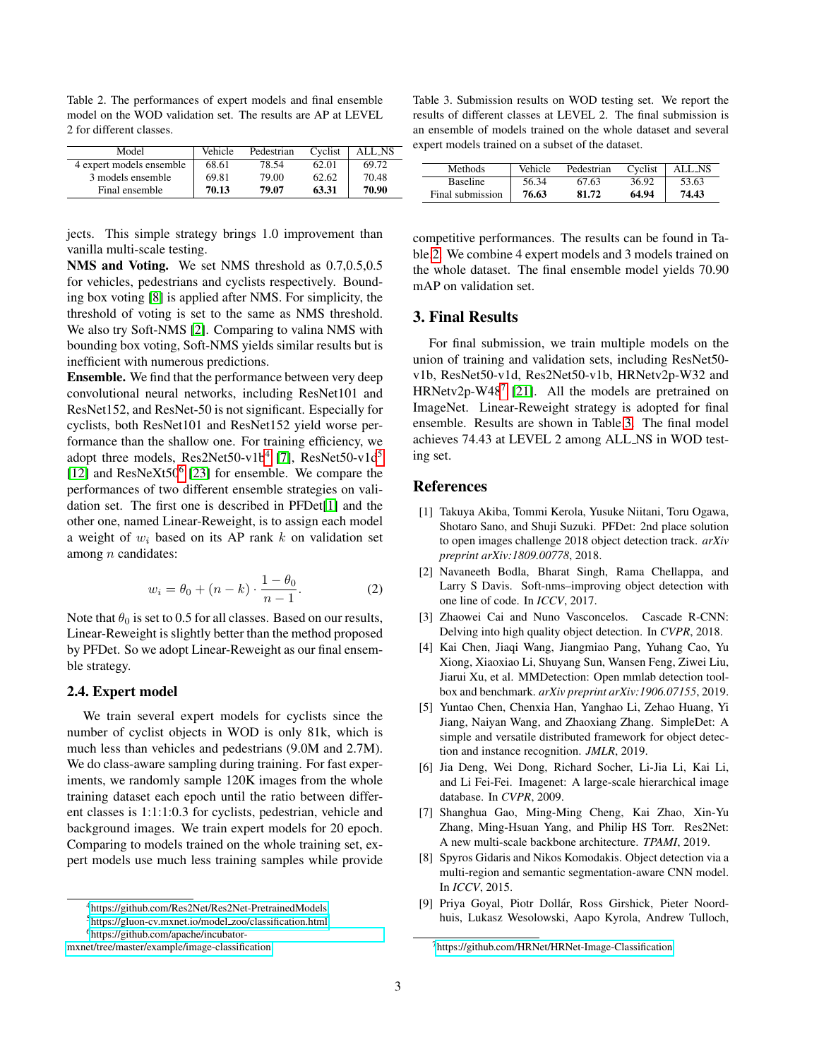Table 2. The performances of expert models and final ensemble model on the WOD validation set. The results are AP at LEVEL 2 for different classes.

| Model | Vehicle | Pedestrian | Cyclist | ALL_NS |
|---|---|---|---|---|
| 4 expert models ensemble | 68.61 | 78.54 | 62.01 | 69.72 |
| 3 models ensemble | 69.81 | 79.00 | 62.62 | 70.48 |
| Final ensemble | **70.13** | **79.07** | **63.31** | **70.90** |

jects. This simple strategy brings 1.0 improvement than vanilla multi-scale testing.

**NMS and Voting.** We set NMS threshold as 0.7,0.5,0.5 for vehicles, pedestrians and cyclists respectively. Bounding box voting [8] is applied after NMS. For simplicity, the threshold of voting is set to the same as NMS threshold. We also try Soft-NMS [2]. Comparing to valina NMS with bounding box voting, Soft-NMS yields similar results but is inefficient with numerous predictions.

**Ensemble.** We find that the performance between very deep convolutional neural networks, including ResNet101 and ResNet152, and ResNet-50 is not significant. Especially for cyclists, both ResNet101 and ResNet152 yield worse performance than the shallow one. For training efficiency, we adopt three models, Res2Net50-v1b[4] [7], ResNet50-v1d[5] [12] and ResNeXt50[6] [23] for ensemble. We compare the performances of two different ensemble strategies on validation set. The first one is described in PFDet[1] and the other one, named Linear-Reweight, is to assign each model a weight of $w_i$ based on its AP rank $k$ on validation set among $n$ candidates:

$$w_i = \theta_0 + (n-k) \cdot \frac{1-\theta_0}{n-1}. \tag{2}$$

Note that $\theta_0$ is set to 0.5 for all classes. Based on our results, Linear-Reweight is slightly better than the method proposed by PFDet. So we adopt Linear-Reweight as our final ensemble strategy.

### 2.4. Expert model

We train several expert models for cyclists since the number of cyclist objects in WOD is only 81k, which is much less than vehicles and pedestrians (9.0M and 2.7M). We do class-aware sampling during training. For fast experiments, we randomly sample 120K images from the whole training dataset each epoch until the ratio between different classes is 1:1:1:0.3 for cyclists, pedestrian, vehicle and background images. We train expert models for 20 epoch. Comparing to models trained on the whole training set, expert models use much less training samples while provide competitive performances. The results can be found in Table 2. We combine 4 expert models and 3 models trained on the whole dataset. The final ensemble model yields 70.90 mAP on validation set.

Table 3. Submission results on WOD testing set. We report the results of different classes at LEVEL 2. The final submission is an ensemble of models trained on the whole dataset and several expert models trained on a subset of the dataset.

| Methods | Vehicle | Pedestrian | Cyclist | ALL_NS |
|---|---|---|---|---|
| Baseline | 56.34 | 67.63 | 36.92 | 53.63 |
| Final submission | **76.63** | **81.72** | **64.94** | **74.43** |

## 3. Final Results

For final submission, we train multiple models on the union of training and validation sets, including ResNet50-v1b, ResNet50-v1d, Res2Net50-v1b, HRNetv2p-W32 and HRNetv2p-W48[7] [21]. All the models are pretrained on ImageNet. Linear-Reweight strategy is adopted for final ensemble. Results are shown in Table 3. The final model achieves 74.43 at LEVEL 2 among ALL_NS in WOD testing set.

## References

[1] Takuya Akiba, Tommi Kerola, Yusuke Niitani, Toru Ogawa, Shotaro Sano, and Shuji Suzuki. PFDet: 2nd place solution to open images challenge 2018 object detection track. *arXiv preprint arXiv:1809.00778*, 2018.

[2] Navaneeth Bodla, Bharat Singh, Rama Chellappa, and Larry S Davis. Soft-nms–improving object detection with one line of code. In *ICCV*, 2017.

[3] Zhaowei Cai and Nuno Vasconcelos. Cascade R-CNN: Delving into high quality object detection. In *CVPR*, 2018.

[4] Kai Chen, Jiaqi Wang, Jiangmiao Pang, Yuhang Cao, Yu Xiong, Xiaoxiao Li, Shuyang Sun, Wansen Feng, Ziwei Liu, Jiarui Xu, et al. MMDetection: Open mmlab detection toolbox and benchmark. *arXiv preprint arXiv:1906.07155*, 2019.

[5] Yuntao Chen, Chenxia Han, Yanghao Li, Zehao Huang, Yi Jiang, Naiyan Wang, and Zhaoxiang Zhang. SimpleDet: A simple and versatile distributed framework for object detection and instance recognition. *JMLR*, 2019.

[6] Jia Deng, Wei Dong, Richard Socher, Li-Jia Li, Kai Li, and Li Fei-Fei. Imagenet: A large-scale hierarchical image database. In *CVPR*, 2009.

[7] Shanghua Gao, Ming-Ming Cheng, Kai Zhao, Xin-Yu Zhang, Ming-Hsuan Yang, and Philip HS Torr. Res2Net: A new multi-scale backbone architecture. *TPAMI*, 2019.

[8] Spyros Gidaris and Nikos Komodakis. Object detection via a multi-region and semantic segmentation-aware CNN model. In *ICCV*, 2015.

[9] Priya Goyal, Piotr Dollár, Ross Girshick, Pieter Noordhuis, Lukasz Wesolowski, Aapo Kyrola, Andrew Tulloch,

[4] https://github.com/Res2Net/Res2Net-PretrainedModels

[5] https://gluon-cv.mxnet.io/model_zoo/classification.html

[6] https://github.com/apache/incubator-mxnet/tree/master/example/image-classification

[7] https://github.com/HRNet/HRNet-Image-Classification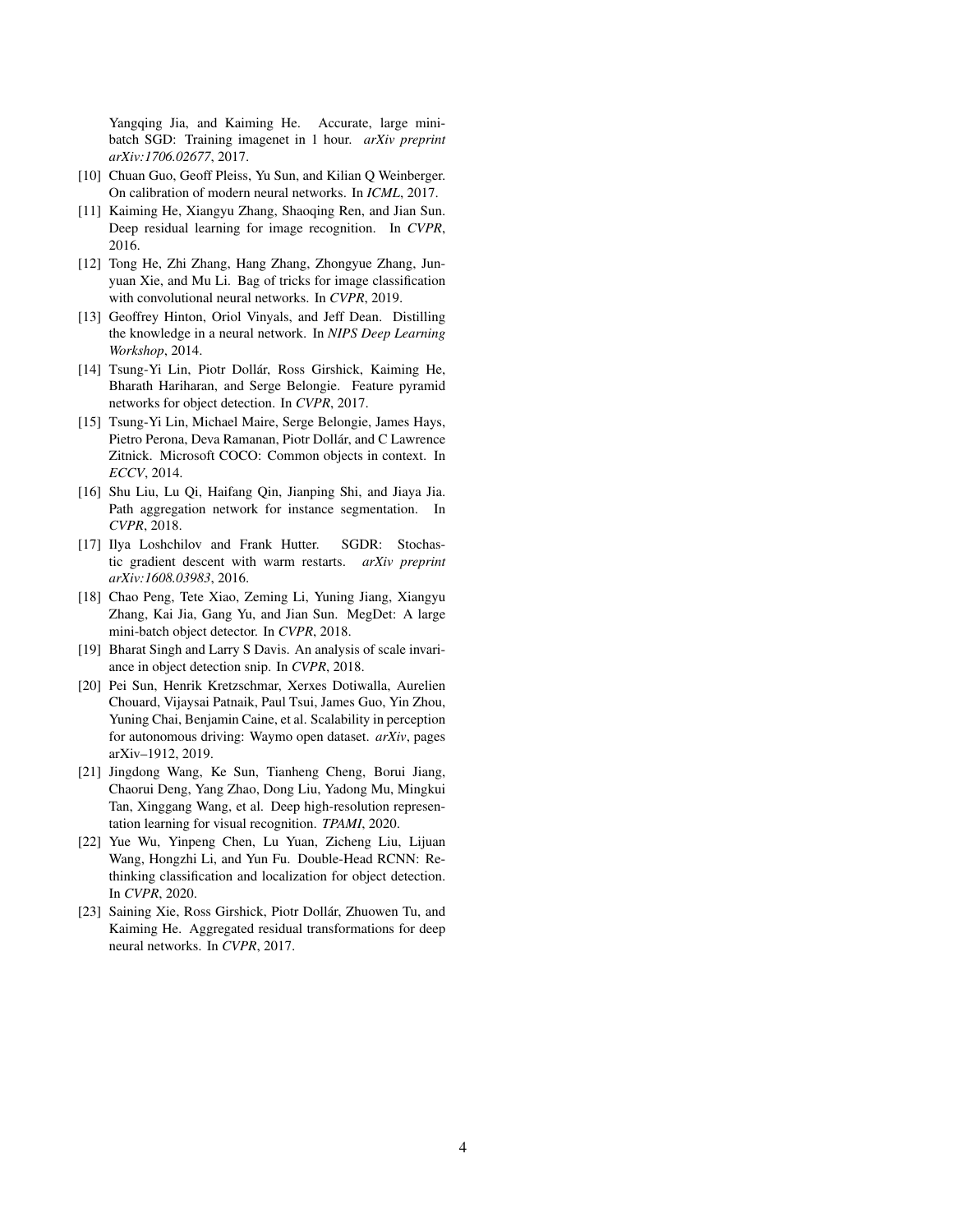Yangqing Jia, and Kaiming He. Accurate, large mini-batch SGD: Training imagenet in 1 hour. *arXiv preprint arXiv:1706.02677*, 2017.

[10] Chuan Guo, Geoff Pleiss, Yu Sun, and Kilian Q Weinberger. On calibration of modern neural networks. In *ICML*, 2017.

[11] Kaiming He, Xiangyu Zhang, Shaoqing Ren, and Jian Sun. Deep residual learning for image recognition. In *CVPR*, 2016.

[12] Tong He, Zhi Zhang, Hang Zhang, Zhongyue Zhang, Junyuan Xie, and Mu Li. Bag of tricks for image classification with convolutional neural networks. In *CVPR*, 2019.

[13] Geoffrey Hinton, Oriol Vinyals, and Jeff Dean. Distilling the knowledge in a neural network. In *NIPS Deep Learning Workshop*, 2014.

[14] Tsung-Yi Lin, Piotr Dollár, Ross Girshick, Kaiming He, Bharath Hariharan, and Serge Belongie. Feature pyramid networks for object detection. In *CVPR*, 2017.

[15] Tsung-Yi Lin, Michael Maire, Serge Belongie, James Hays, Pietro Perona, Deva Ramanan, Piotr Dollár, and C Lawrence Zitnick. Microsoft COCO: Common objects in context. In *ECCV*, 2014.

[16] Shu Liu, Lu Qi, Haifang Qin, Jianping Shi, and Jiaya Jia. Path aggregation network for instance segmentation. In *CVPR*, 2018.

[17] Ilya Loshchilov and Frank Hutter. SGDR: Stochastic gradient descent with warm restarts. *arXiv preprint arXiv:1608.03983*, 2016.

[18] Chao Peng, Tete Xiao, Zeming Li, Yuning Jiang, Xiangyu Zhang, Kai Jia, Gang Yu, and Jian Sun. MegDet: A large mini-batch object detector. In *CVPR*, 2018.

[19] Bharat Singh and Larry S Davis. An analysis of scale invariance in object detection snip. In *CVPR*, 2018.

[20] Pei Sun, Henrik Kretzschmar, Xerxes Dotiwalla, Aurelien Chouard, Vijaysai Patnaik, Paul Tsui, James Guo, Yin Zhou, Yuning Chai, Benjamin Caine, et al. Scalability in perception for autonomous driving: Waymo open dataset. *arXiv*, pages arXiv–1912, 2019.

[21] Jingdong Wang, Ke Sun, Tianheng Cheng, Borui Jiang, Chaorui Deng, Yang Zhao, Dong Liu, Yadong Mu, Mingkui Tan, Xinggang Wang, et al. Deep high-resolution representation learning for visual recognition. *TPAMI*, 2020.

[22] Yue Wu, Yinpeng Chen, Lu Yuan, Zicheng Liu, Lijuan Wang, Hongzhi Li, and Yun Fu. Double-Head RCNN: Rethinking classification and localization for object detection. In *CVPR*, 2020.

[23] Saining Xie, Ross Girshick, Piotr Dollár, Zhuowen Tu, and Kaiming He. Aggregated residual transformations for deep neural networks. In *CVPR*, 2017.